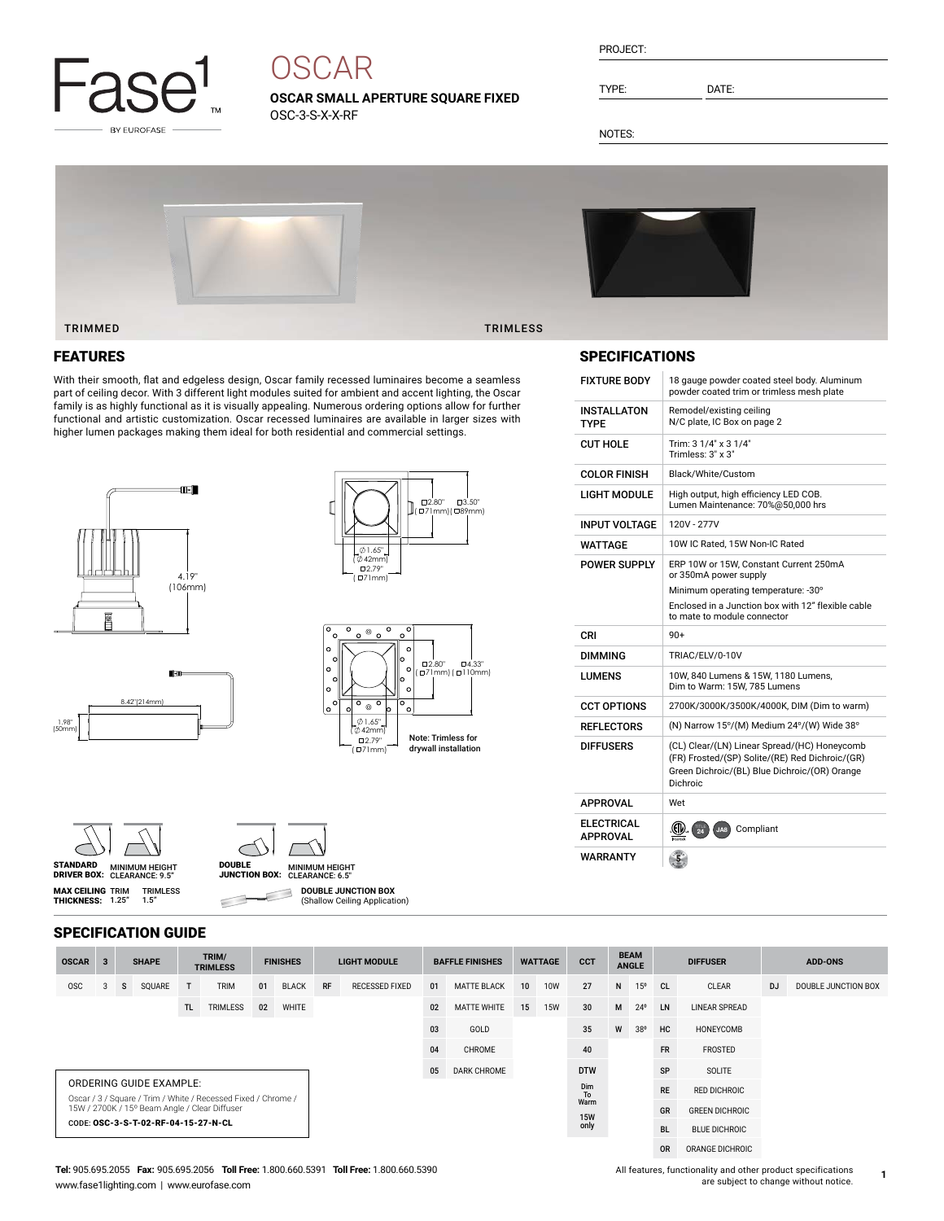Fase1 BY EUROFASE

# OSCAR

**OSCAR SMALL APERTURE SQUARE FIXED**

OSC-3-S-X-X-RF

PROJECT:

TYPE: DATE:

NOTES:

TRIMMED TRIMLESS

## FEATURES

With their smooth, flat and edgeless design, Oscar family recessed luminaires become a seamless part of ceiling decor. With 3 different light modules suited for ambient and accent lighting, the Oscar family is as highly functional as it is visually appealing. Numerous ordering options allow for further functional and artistic customization. Oscar recessed luminaires are available in larger sizes with higher lumen packages making them ideal for both residential and commercial settings.

4.19" (106mm)

8.42"(214mm)

1.98" (50mm)

□2.80" (□71mm) □3.50" (□89mm)

∅1.65" (∅42mm) □2.79" (□71mm)

□2.80" (□71mm) □4.33" (□110mm)

∅1.65" (∅42mm) □2.79" (□71mm)

**Note: Trimless for drywall installation**

**STANDARD DRIVER BOX:** MINIMUM HEIGHT CLEARANCE: 9.5"

**MAX CEILING THICKNESS:** TRIM 1.25" TRIMLESS 1.5"

**DOUBLE JUNCTION BOX:** MINIMUM HEIGHT CLEARANCE: 6.5"

**DOUBLE JUNCTION BOX** (Shallow Ceiling Application)

## SPECIFICATIONS

| | |
|---|---|
| FIXTURE BODY | 18 gauge powder coated steel body. Aluminum powder coated trim or trimless mesh plate |
| INSTALLATON TYPE | Remodel/existing ceiling<br>N/C plate, IC Box on page 2 |
| CUT HOLE | Trim: 3 1/4" x 3 1/4"<br>Trimless: 3" x 3" |
| COLOR FINISH | Black/White/Custom |
| LIGHT MODULE | High output, high efficiency LED COB.<br>Lumen Maintenance: 70%@50,000 hrs |
| INPUT VOLTAGE | 120V - 277V |
| WATTAGE | 10W IC Rated, 15W Non-IC Rated |
| POWER SUPPLY | ERP 10W or 15W, Constant Current 250mA or 350mA power supply<br>Minimum operating temperature: -30°<br>Enclosed in a Junction box with 12" flexible cable to mate to module connector |
| CRI | 90+ |
| DIMMING | TRIAC/ELV/0-10V |
| LUMENS | 10W, 840 Lumens & 15W, 1180 Lumens,<br>Dim to Warm: 15W, 785 Lumens |
| CCT OPTIONS | 2700K/3000K/3500K/4000K, DIM (Dim to warm) |
| REFLECTORS | (N) Narrow 15°/(M) Medium 24°/(W) Wide 38° |
| DIFFUSERS | (CL) Clear/(LN) Linear Spread/(HC) Honeycomb (FR) Frosted/(SP) Solite/(RE) Red Dichroic/(GR) Green Dichroic/(BL) Blue Dichroic/(OR) Orange Dichroic |
| APPROVAL | Wet |
| ELECTRICAL APPROVAL | ETL, Title 24, JA8 Compliant |
| WARRANTY | 5 |

## SPECIFICATION GUIDE

| OSCAR | 3 | SHAPE | | TRIM/ TRIMLESS | | FINISHES | | LIGHT MODULE | | BAFFLE FINISHES | | WATTAGE | | CCT | BEAM ANGLE | | DIFFUSER | | ADD-ONS | |
|---|---|---|---|---|---|---|---|---|---|---|---|---|---|---|---|---|---|---|---|---|
| OSC | 3 | S | SQUARE | T | TRIM | 01 | BLACK | RF | RECESSED FIXED | 01 | MATTE BLACK | 10 | 10W | 27 | N | 15º | CL | CLEAR | DJ | DOUBLE JUNCTION BOX |
| | | | | TL | TRIMLESS | 02 | WHITE | | | 02 | MATTE WHITE | 15 | 15W | 30 | M | 24º | LN | LINEAR SPREAD | | |
| | | | | | | | | | | 03 | GOLD | | | 35 | W | 38º | HC | HONEYCOMB | | |
| | | | | | | | | | | 04 | CHROME | | | 40 | | | FR | FROSTED | | |
| | | | | | | | | | | 05 | DARK CHROME | | | DTW | | | SP | SOLITE | | |
| | | | | | | | | | | | | | | Dim To Warm 15W only | | | RE | RED DICHROIC | | |
| | | | | | | | | | | | | | | | | | GR | GREEN DICHROIC | | |
| | | | | | | | | | | | | | | | | | BL | BLUE DICHROIC | | |
| | | | | | | | | | | | | | | | | | OR | ORANGE DICHROIC | | |

ORDERING GUIDE EXAMPLE:

Oscar / 3 / Square / Trim / White / Recessed Fixed / Chrome / 15W / 2700K / 15º Beam Angle / Clear Diffuser

CODE: **OSC-3-S-T-02-RF-04-15-27-N-CL**

**Tel:** 905.695.2055 **Fax:** 905.695.2056 **Toll Free:** 1.800.660.5391 **Toll Free:** 1.800.660.5390
www.fase1lighting.com | www.eurofase.com

All features, functionality and other product specifications are subject to change without notice.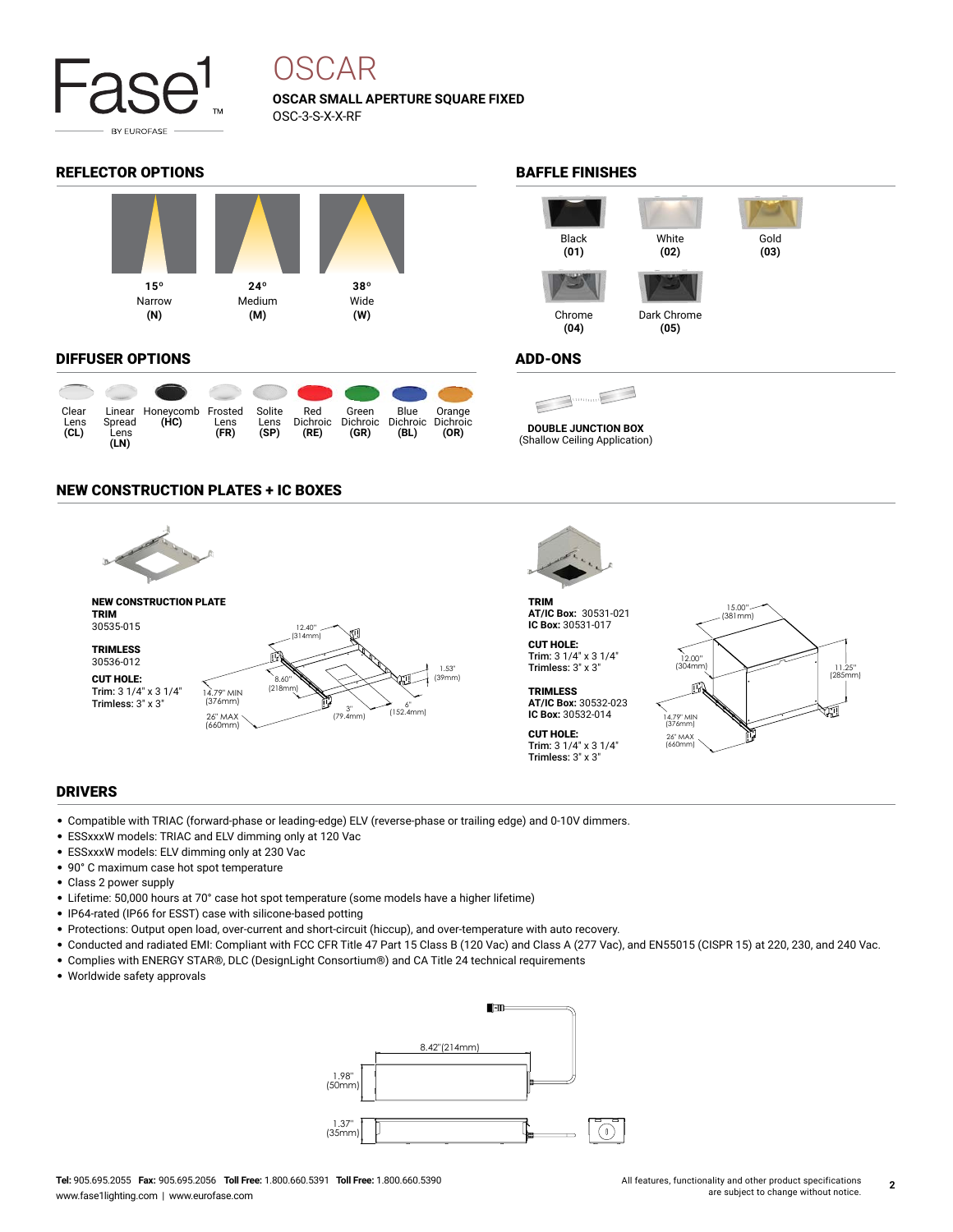# OSCAR

**OSCAR SMALL APERTURE SQUARE FIXED**

OSC-3-S-X-X-RF

## REFLECTOR OPTIONS

| 15° | 24° | 38° |
|---|---|---|
| Narrow | Medium | Wide |
| **(N)** | **(M)** | **(W)** |

## BAFFLE FINISHES

- Black **(01)**
- White **(02)**
- Gold **(03)**
- Chrome **(04)**
- Dark Chrome **(05)**

## DIFFUSER OPTIONS

| Clear Lens **(CL)** | Linear Spread Lens **(LN)** | Honeycomb **(HC)** | Frosted Lens **(FR)** | Solite Lens **(SP)** | Red Dichroic **(RE)** | Green Dichroic **(GR)** | Blue Dichroic **(BL)** | Orange Dichroic **(OR)** |
|---|---|---|---|---|---|---|---|---|

## ADD-ONS

**DOUBLE JUNCTION BOX**
(Shallow Ceiling Application)

## NEW CONSTRUCTION PLATES + IC BOXES

**NEW CONSTRUCTION PLATE**

**TRIM**
30535-015

**TRIMLESS**
30536-012

**CUT HOLE:**
Trim: 3 1/4" x 3 1/4"
Trimless: 3" x 3"

12.40" (314mm) | 8.60" (218mm) | 1.53" (39mm) | 14.79" MIN (376mm) | 26" MAX (660mm) | 3" (79.4mm) | 6" (152.4mm)

**TRIM**
**AT/IC Box:** 30531-021
**IC Box:** 30531-017

**CUT HOLE:**
Trim: 3 1/4" x 3 1/4"
Trimless: 3" x 3"

**TRIMLESS**
**AT/IC Box:** 30532-023
**IC Box:** 30532-014

**CUT HOLE:**
Trim: 3 1/4" x 3 1/4"
Trimless: 3" x 3"

15.00" (381mm) | 12.00" (304mm) | 11.25" (285mm) | 14.79" MIN (376mm) | 26" MAX (660mm)

## DRIVERS

- Compatible with TRIAC (forward-phase or leading-edge) ELV (reverse-phase or trailing edge) and 0-10V dimmers.
- ESSxxxW models: TRIAC and ELV dimming only at 120 Vac
- ESSxxxW models: ELV dimming only at 230 Vac
- 90° C maximum case hot spot temperature
- Class 2 power supply
- Lifetime: 50,000 hours at 70° case hot spot temperature (some models have a higher lifetime)
- IP64-rated (IP66 for ESST) case with silicone-based potting
- Protections: Output open load, over-current and short-circuit (hiccup), and over-temperature with auto recovery.
- Conducted and radiated EMI: Compliant with FCC CFR Title 47 Part 15 Class B (120 Vac) and Class A (277 Vac), and EN55015 (CISPR 15) at 220, 230, and 240 Vac.
- Complies with ENERGY STAR®, DLC (DesignLight Consortium®) and CA Title 24 technical requirements
- Worldwide safety approvals

8.42" (214mm) | 1.98" (50mm) | 1.37" (35mm)

**Tel:** 905.695.2055 **Fax:** 905.695.2056 **Toll Free:** 1.800.660.5391 **Toll Free:** 1.800.660.5390
www.fase1lighting.com | www.eurofase.com

All features, functionality and other product specifications are subject to change without notice.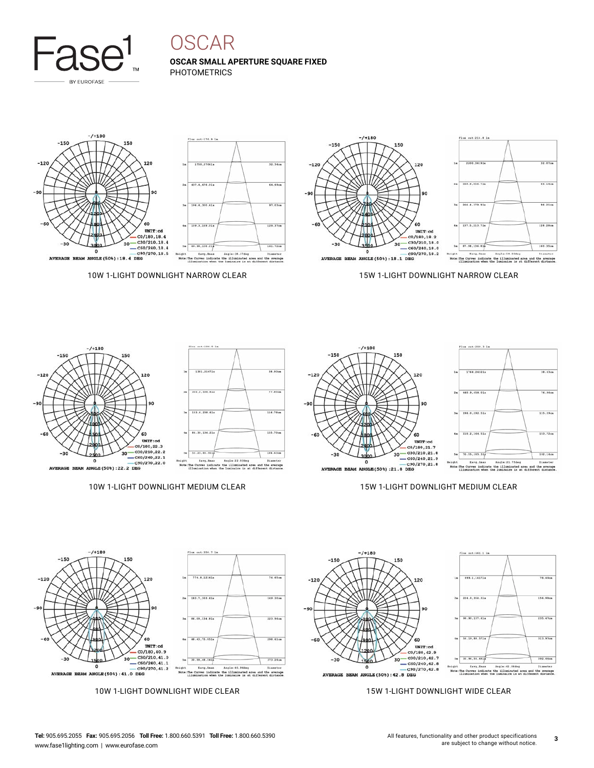# OSCAR

**OSCAR SMALL APERTURE SQUARE FIXED**

PHOTOMETRICS

-/+180
-150
150
-120
120
-90
90
-60
60
-30
30
0
600
1200
1800
2400
3000
UNIT:cd
C0/180,18.4
C30/210,18.4
C60/240,18.4
C90/270,18.5
AVERAGE BEAM ANGLE(50%):18.4 DEG

Flux out:170.9 lm
1m 1750,2706lx 32.34cm
2m 437.6,676.01x 64.69cm
3m 194.8,300.41x 97.03cm
4m 109.3,169.01x 129.37cm
5m 69.98,108.21x 161.72cm
Height Eavg,Emax Angle:18.17deg Diameter
Note:The Curves indicate the illuminated area and the average illumination when the luminaire is at different distance.

10W 1-LIGHT DOWNLIGHT NARROW CLEAR

-/+180
-150
150
-120
120
-90
90
-60
60
-30
30
0
700
1400
2100
2800
3500
UNIT:cd
C0/180,18.2
C30/210,18.0
C60/240,18.0
C90/270,18.2
AVERAGE BEAM ANGLE(50%):18.1 DEG

Flux out:211.8 lm
1m 2200,3419lx 32.07cm
2m 549.9,854.7lx 64.14cm
3m 244.4,379.9lx 96.21cm
4m 137.5,213.7lx 128.28cm
5m 87.98,136.8lx 160.35cm
Height Eavg,Emax Angle:18.02deg Diameter
Note:The Curves indicate the illuminated area and the average illumination when the luminaire is at different distance.

15W 1-LIGHT DOWNLIGHT NARROW CLEAR

-/+180
-150
150
-120
120
-90
90
-60
60
-30
30
0
500
1000
1500
2000
2500
UNIT:cd
C0/180,22.3
C30/210,22.2
C60/240,22.1
C90/270,22.0
AVERAGE BEAM ANGLE(50%):22.2 DEG

Flux out:196.0 lm
1m 1381,2147lx 38.93cm
2m 345.3,536.8lx 77.85cm
3m 153.4,238.6lx 116.78cm
4m 86.30,134.2lx 155.70cm
5m 55.23,85.90lx 194.63cm
Height Eavg,Emax Angle:22.03deg Diameter
Note:The Curves indicate the illuminated area and the average illumination when the luminaire is at different distance.

10W 1-LIGHT DOWNLIGHT MEDIUM CLEAR

-/+180
-150
150
-120
120
-90
90
-60
60
-30
30
0
600
1200
1800
2400
3000
UNIT:cd
C0/180,21.7
C30/210,21.8
C60/240,21.9
C90/270,21.8
AVERAGE BEAM ANGLE(50%):21.8 DEG

Flux out:209.3 lm
1m 1764,2632lx 38.43cm
2m 440.9,658.0lx 76.86cm
3m 196.0,292.5lx 115.29cm
4m 110.2,164.5lx 153.72cm
5m 70.55,105.3lx 192.14cm
Height Eavg,Emax Angle:21.73deg Diameter
Note:The Curves indicate the illuminated area and the average illumination when the luminaire is at different distance.

15W 1-LIGHT DOWNLIGHT MEDIUM CLEAR

-/+180
-150
150
-120
120
-90
90
-60
60
-30
30
0
300
600
900
1200
1500
UNIT:cd
C0/180,40.9
C30/210,41.0
C60/240,41.1
C90/270,41.2
AVERAGE BEAM ANGLE(50%):41.0 DEG

Flux out:354.7 lm
1m 774.8,1214lx 74.65cm
2m 193.7,303.4lx 149.30cm
3m 86.09,134.8lx 223.96cm
4m 48.43,75.85lx 298.61cm
5m 30.99,48.54lx 373.26cm
Height Eavg,Emax Angle:40.94deg Diameter
Note:The Curves indicate the illuminated area and the average illumination when the luminaire is at different distance.

10W 1-LIGHT DOWNLIGHT WIDE CLEAR

-/+180
-150
150
-120
120
-90
90
-60
60
-30
30
0
300
600
900
1200
1500
UNIT:cd
C0/180,42.9
C30/210,42.7
C60/240,42.8
C90/270,42.8
AVERAGE BEAM ANGLE(50%):42.8 DEG

Flux out:461.1 lm
1m 899.1,1417lx 78.49cm
2m 224.8,354.3lx 156.98cm
3m 99.90,157.4lx 235.47cm
4m 56.19,88.57lx 313.97cm
5m 35.96,56.68lx 392.46cm
Height Eavg,Emax Angle:42.36deg Diameter
Note:The Curves indicate the illuminated area and the average illumination when the luminaire is at different distance.

15W 1-LIGHT DOWNLIGHT WIDE CLEAR

**Tel:** 905.695.2055 **Fax:** 905.695.2056 **Toll Free:** 1.800.660.5391 **Toll Free:** 1.800.660.5390
www.fase1lighting.com | www.eurofase.com

All features, functionality and other product specifications are subject to change without notice.